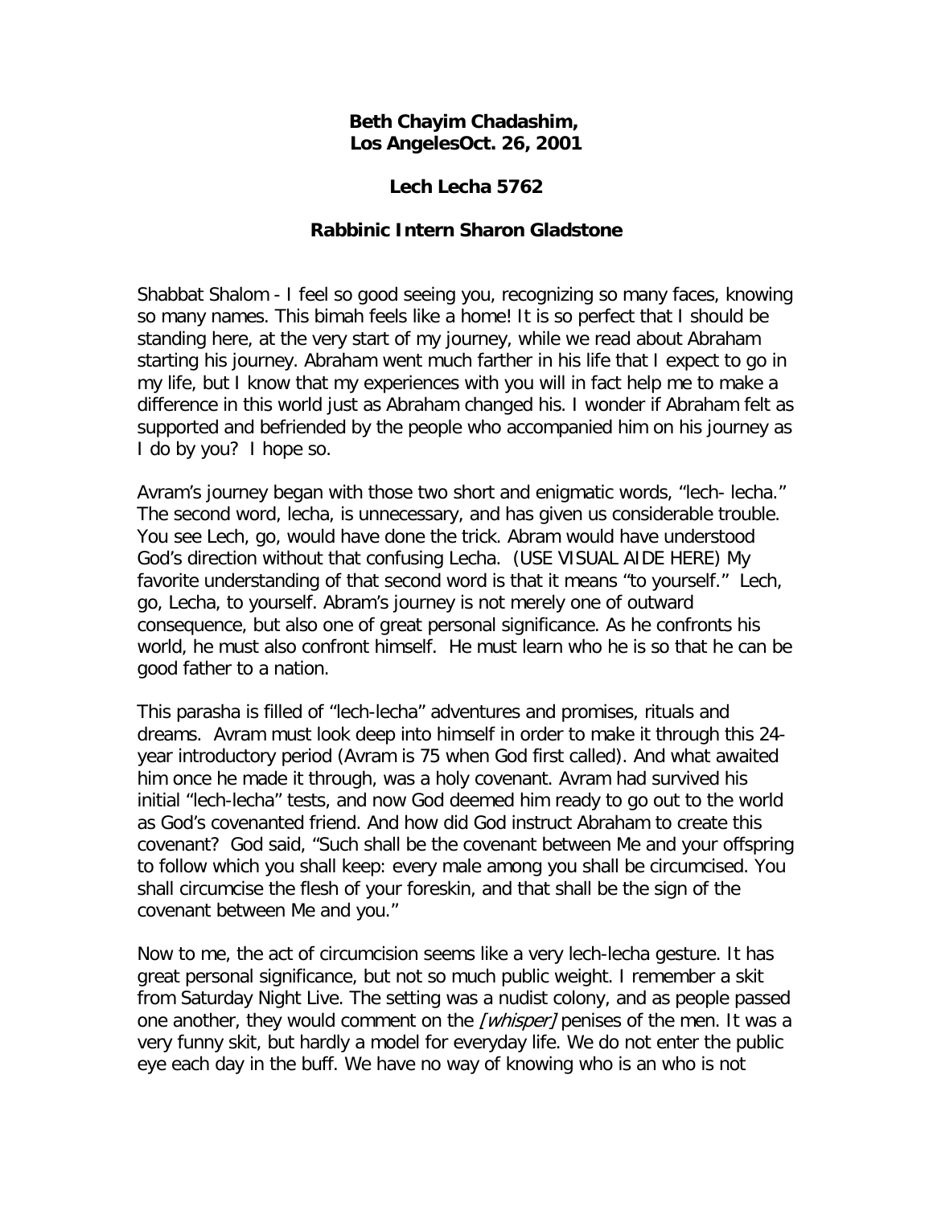**Beth Chayim Chadashim,**
**Los AngelesOct. 26, 2001**

**Lech Lecha 5762**

**Rabbinic Intern Sharon Gladstone**

Shabbat Shalom - I feel so good seeing you, recognizing so many faces, knowing so many names. This bimah feels like a home! It is so perfect that I should be standing here, at the very start of my journey, while we read about Abraham starting his journey. Abraham went much farther in his life that I expect to go in my life, but I know that my experiences with you will in fact help me to make a difference in this world just as Abraham changed his. I wonder if Abraham felt as supported and befriended by the people who accompanied him on his journey as I do by you? I hope so.

Avram's journey began with those two short and enigmatic words, "lech- lecha." The second word, lecha, is unnecessary, and has given us considerable trouble. You see Lech, go, would have done the trick. Abram would have understood God's direction without that confusing Lecha. (USE VISUAL AIDE HERE) My favorite understanding of that second word is that it means "to yourself." Lech, go, Lecha, to yourself. Abram's journey is not merely one of outward consequence, but also one of great personal significance. As he confronts his world, he must also confront himself. He must learn who he is so that he can be good father to a nation.

This parasha is filled of "lech-lecha" adventures and promises, rituals and dreams. Avram must look deep into himself in order to make it through this 24-year introductory period (Avram is 75 when God first called). And what awaited him once he made it through, was a holy covenant. Avram had survived his initial "lech-lecha" tests, and now God deemed him ready to go out to the world as God's covenanted friend. And how did God instruct Abraham to create this covenant? God said, "Such shall be the covenant between Me and your offspring to follow which you shall keep: every male among you shall be circumcised. You shall circumcise the flesh of your foreskin, and that shall be the sign of the covenant between Me and you."

Now to me, the act of circumcision seems like a very lech-lecha gesture. It has great personal significance, but not so much public weight. I remember a skit from Saturday Night Live. The setting was a nudist colony, and as people passed one another, they would comment on the *[whisper]* penises of the men. It was a very funny skit, but hardly a model for everyday life. We do not enter the public eye each day in the buff. We have no way of knowing who is an who is not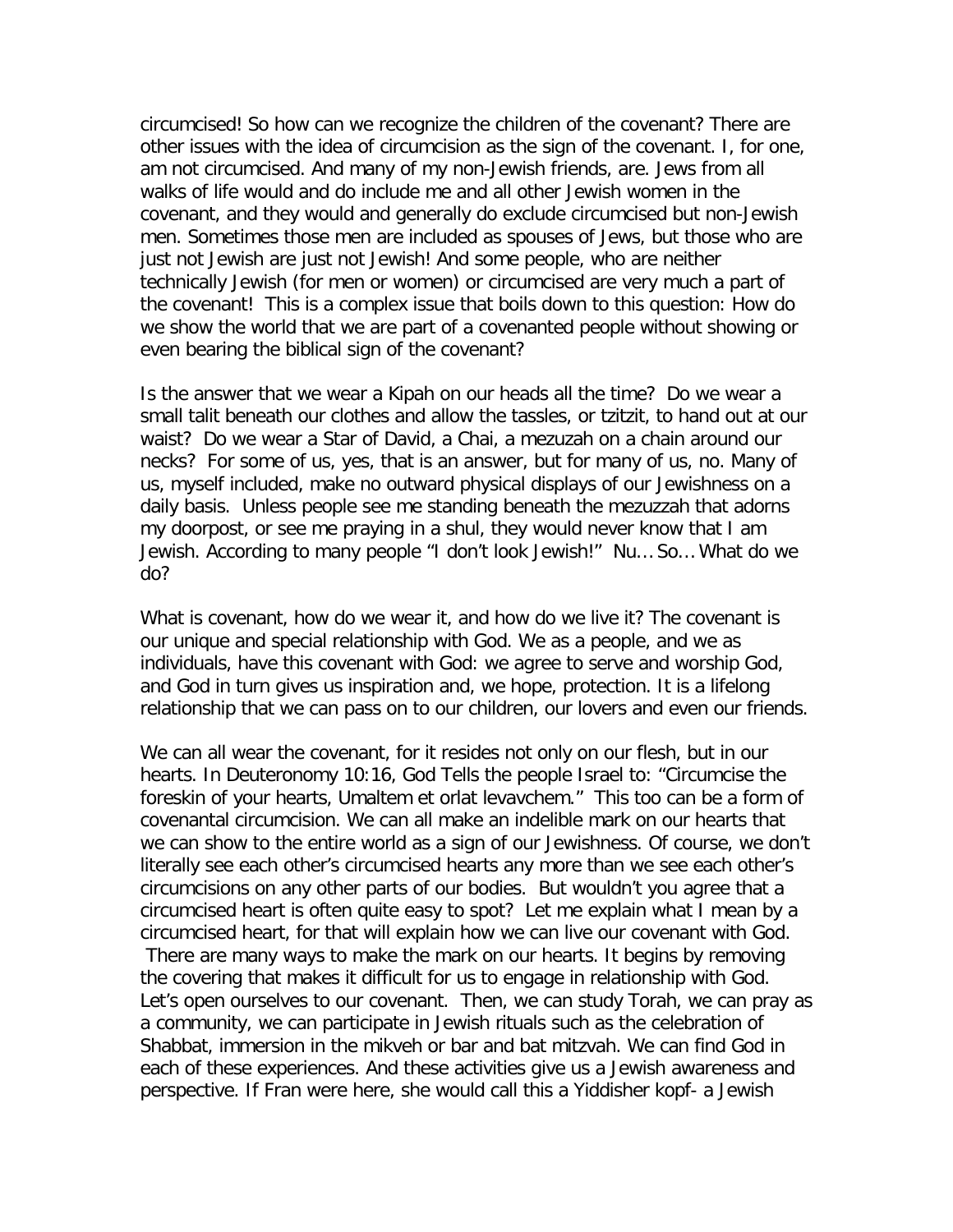circumcised! So how can we recognize the children of the covenant? There are other issues with the idea of circumcision as the sign of the covenant. I, for one, am not circumcised. And many of my non-Jewish friends, are. Jews from all walks of life would and do include me and all other Jewish women in the covenant, and they would and generally do exclude circumcised but non-Jewish men. Sometimes those men are included as spouses of Jews, but those who are just not Jewish are just not Jewish! And some people, who are neither technically Jewish (for men or women) or circumcised are very much a part of the covenant! This is a complex issue that boils down to this question: How do we show the world that we are part of a covenanted people without showing or even bearing the biblical sign of the covenant?

Is the answer that we wear a Kipah on our heads all the time? Do we wear a small talit beneath our clothes and allow the tassles, or tzitzit, to hand out at our waist? Do we wear a Star of David, a Chai, a mezuzah on a chain around our necks? For some of us, yes, that is an answer, but for many of us, no. Many of us, myself included, make no outward physical displays of our Jewishness on a daily basis. Unless people see me standing beneath the mezuzzah that adorns my doorpost, or see me praying in a shul, they would never know that I am Jewish. According to many people "I don't look Jewish!" Nu... So... What do we do?

What is covenant, how do we wear it, and how do we live it? The covenant is our unique and special relationship with God. We as a people, and we as individuals, have this covenant with God: we agree to serve and worship God, and God in turn gives us inspiration and, we hope, protection. It is a lifelong relationship that we can pass on to our children, our lovers and even our friends.

We can all wear the covenant, for it resides not only on our flesh, but in our hearts. In Deuteronomy 10:16, God Tells the people Israel to: "Circumcise the foreskin of your hearts, Umaltem et orlat levavchem." This too can be a form of covenantal circumcision. We can all make an indelible mark on our hearts that we can show to the entire world as a sign of our Jewishness. Of course, we don't literally see each other's circumcised hearts any more than we see each other's circumcisions on any other parts of our bodies. But wouldn't you agree that a circumcised heart is often quite easy to spot? Let me explain what I mean by a circumcised heart, for that will explain how we can live our covenant with God. There are many ways to make the mark on our hearts. It begins by removing the covering that makes it difficult for us to engage in relationship with God. Let's open ourselves to our covenant. Then, we can study Torah, we can pray as a community, we can participate in Jewish rituals such as the celebration of Shabbat, immersion in the mikveh or bar and bat mitzvah. We can find God in each of these experiences. And these activities give us a Jewish awareness and perspective. If Fran were here, she would call this a Yiddisher kopf- a Jewish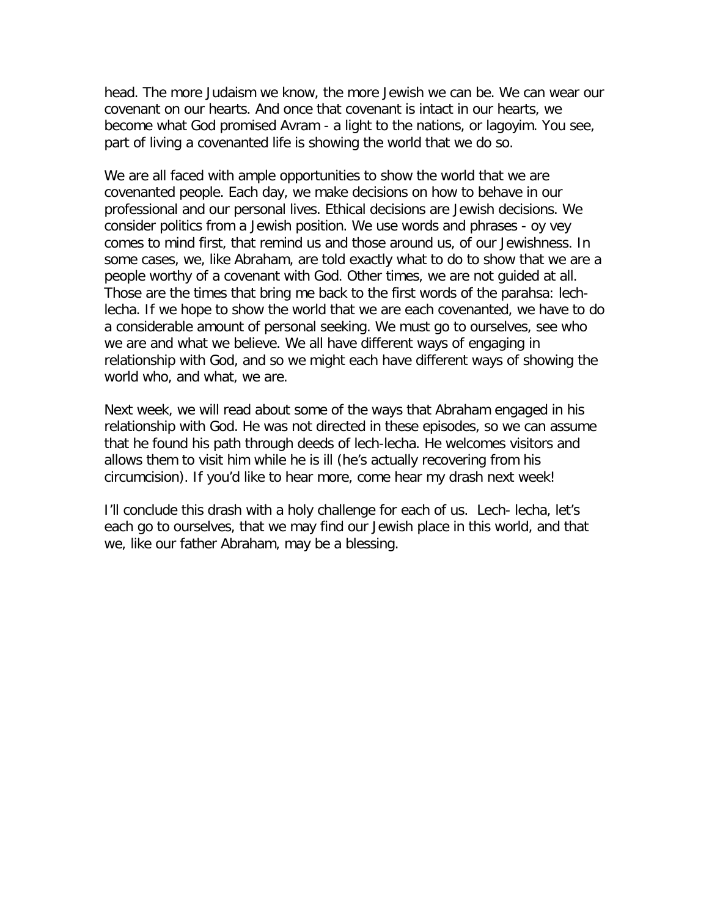head. The more Judaism we know, the more Jewish we can be. We can wear our covenant on our hearts. And once that covenant is intact in our hearts, we become what God promised Avram - a light to the nations, or lagoyim. You see, part of living a covenanted life is showing the world that we do so.

We are all faced with ample opportunities to show the world that we are covenanted people. Each day, we make decisions on how to behave in our professional and our personal lives. Ethical decisions are Jewish decisions. We consider politics from a Jewish position. We use words and phrases - oy vey comes to mind first, that remind us and those around us, of our Jewishness. In some cases, we, like Abraham, are told exactly what to do to show that we are a people worthy of a covenant with God. Other times, we are not guided at all. Those are the times that bring me back to the first words of the parahsa: lech-lecha. If we hope to show the world that we are each covenanted, we have to do a considerable amount of personal seeking. We must go to ourselves, see who we are and what we believe. We all have different ways of engaging in relationship with God, and so we might each have different ways of showing the world who, and what, we are.

Next week, we will read about some of the ways that Abraham engaged in his relationship with God. He was not directed in these episodes, so we can assume that he found his path through deeds of lech-lecha. He welcomes visitors and allows them to visit him while he is ill (he's actually recovering from his circumcision). If you'd like to hear more, come hear my drash next week!

I'll conclude this drash with a holy challenge for each of us. Lech- lecha, let's each go to ourselves, that we may find our Jewish place in this world, and that we, like our father Abraham, may be a blessing.